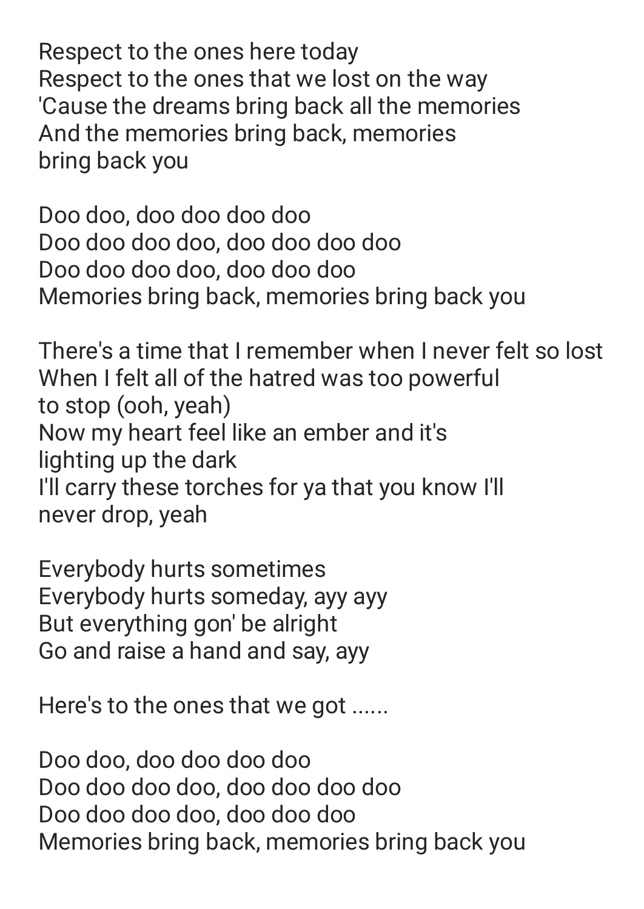Respect to the ones here today
Respect to the ones that we lost on the way
'Cause the dreams bring back all the memories
And the memories bring back, memories
bring back you

Doo doo, doo doo doo doo
Doo doo doo doo, doo doo doo doo
Doo doo doo doo, doo doo doo
Memories bring back, memories bring back you

There's a time that I remember when I never felt so lost
When I felt all of the hatred was too powerful
to stop (ooh, yeah)
Now my heart feel like an ember and it's
lighting up the dark
I'll carry these torches for ya that you know I'll
never drop, yeah

Everybody hurts sometimes
Everybody hurts someday, ayy ayy
But everything gon' be alright
Go and raise a hand and say, ayy

Here's to the ones that we got ......

Doo doo, doo doo doo doo
Doo doo doo doo, doo doo doo doo
Doo doo doo doo, doo doo doo
Memories bring back, memories bring back you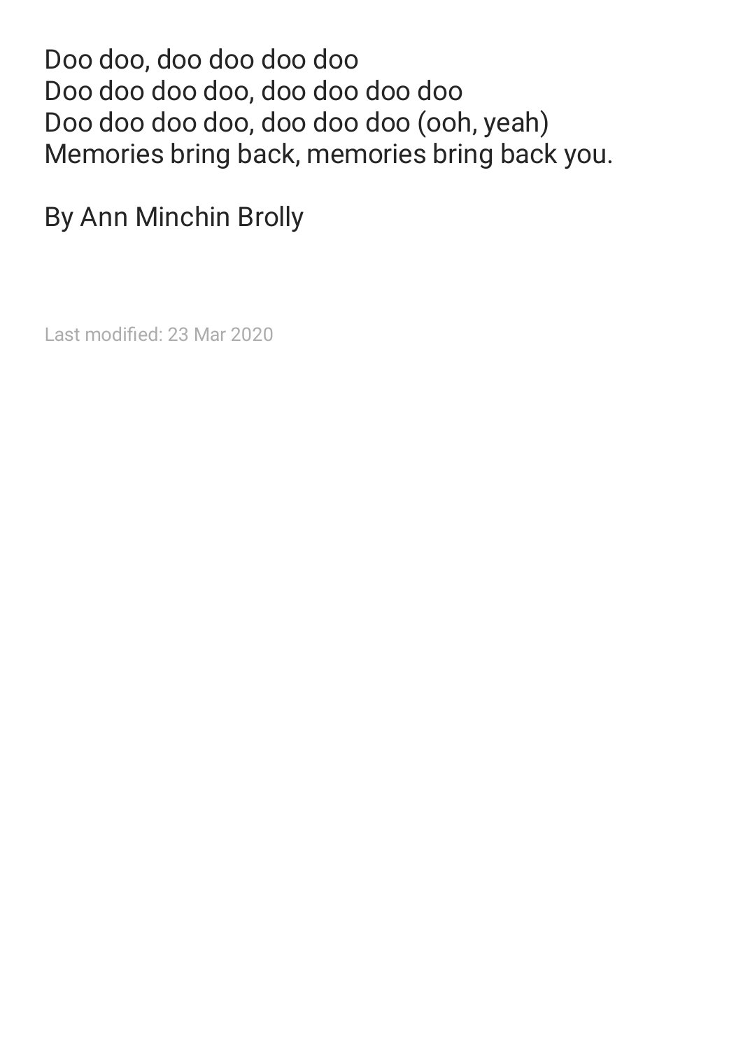Doo doo, doo doo doo doo
Doo doo doo doo, doo doo doo doo
Doo doo doo doo, doo doo doo (ooh, yeah)
Memories bring back, memories bring back you.

By Ann Minchin Brolly

Last modified: 23 Mar 2020